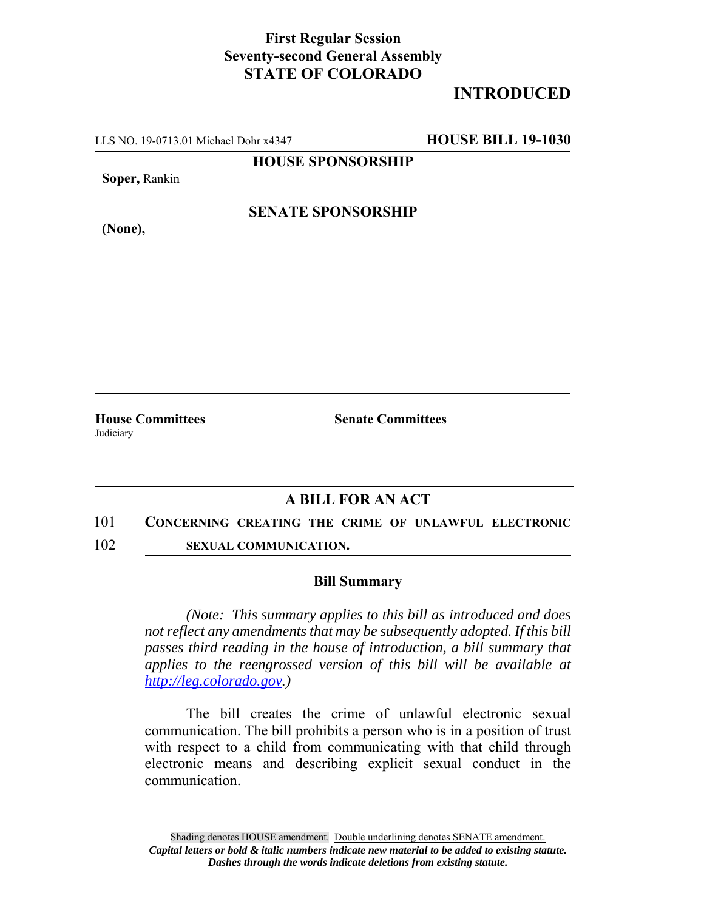**First Regular Session**
**Seventy-second General Assembly**
**STATE OF COLORADO**

## INTRODUCED

LLS NO. 19-0713.01 Michael Dohr x4347 **HOUSE BILL 19-1030**

**HOUSE SPONSORSHIP**

**Soper,** Rankin

**SENATE SPONSORSHIP**

**(None),**

**House Committees**
Judiciary

**Senate Committees**

## A BILL FOR AN ACT

101 **CONCERNING CREATING THE CRIME OF UNLAWFUL ELECTRONIC**
102 **SEXUAL COMMUNICATION.**

### Bill Summary

*(Note: This summary applies to this bill as introduced and does not reflect any amendments that may be subsequently adopted. If this bill passes third reading in the house of introduction, a bill summary that applies to the reengrossed version of this bill will be available at http://leg.colorado.gov.)*

The bill creates the crime of unlawful electronic sexual communication. The bill prohibits a person who is in a position of trust with respect to a child from communicating with that child through electronic means and describing explicit sexual conduct in the communication.

Shading denotes HOUSE amendment. Double underlining denotes SENATE amendment.
***Capital letters or bold & italic numbers indicate new material to be added to existing statute.***
***Dashes through the words indicate deletions from existing statute.***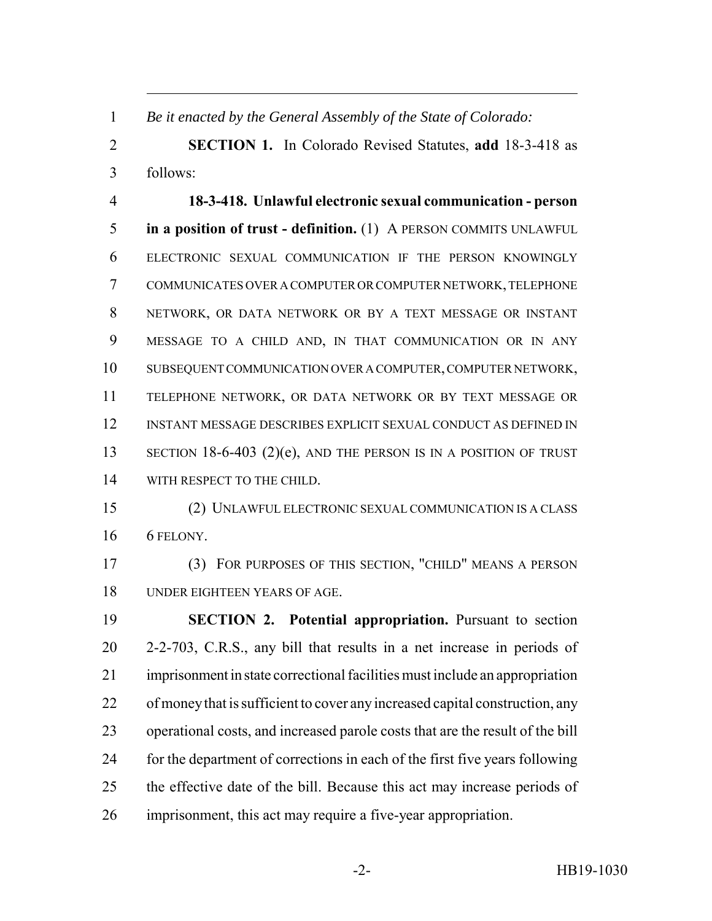*Be it enacted by the General Assembly of the State of Colorado:*

**SECTION 1.** In Colorado Revised Statutes, **add** 18-3-418 as follows:

**18-3-418. Unlawful electronic sexual communication - person in a position of trust - definition.** (1) A PERSON COMMITS UNLAWFUL ELECTRONIC SEXUAL COMMUNICATION IF THE PERSON KNOWINGLY COMMUNICATES OVER A COMPUTER OR COMPUTER NETWORK, TELEPHONE NETWORK, OR DATA NETWORK OR BY A TEXT MESSAGE OR INSTANT MESSAGE TO A CHILD AND, IN THAT COMMUNICATION OR IN ANY SUBSEQUENT COMMUNICATION OVER A COMPUTER, COMPUTER NETWORK, TELEPHONE NETWORK, OR DATA NETWORK OR BY TEXT MESSAGE OR INSTANT MESSAGE DESCRIBES EXPLICIT SEXUAL CONDUCT AS DEFINED IN SECTION 18-6-403 (2)(e), AND THE PERSON IS IN A POSITION OF TRUST WITH RESPECT TO THE CHILD.

(2) UNLAWFUL ELECTRONIC SEXUAL COMMUNICATION IS A CLASS 6 FELONY.

(3) FOR PURPOSES OF THIS SECTION, "CHILD" MEANS A PERSON UNDER EIGHTEEN YEARS OF AGE.

**SECTION 2. Potential appropriation.** Pursuant to section 2-2-703, C.R.S., any bill that results in a net increase in periods of imprisonment in state correctional facilities must include an appropriation of money that is sufficient to cover any increased capital construction, any operational costs, and increased parole costs that are the result of the bill for the department of corrections in each of the first five years following the effective date of the bill. Because this act may increase periods of imprisonment, this act may require a five-year appropriation.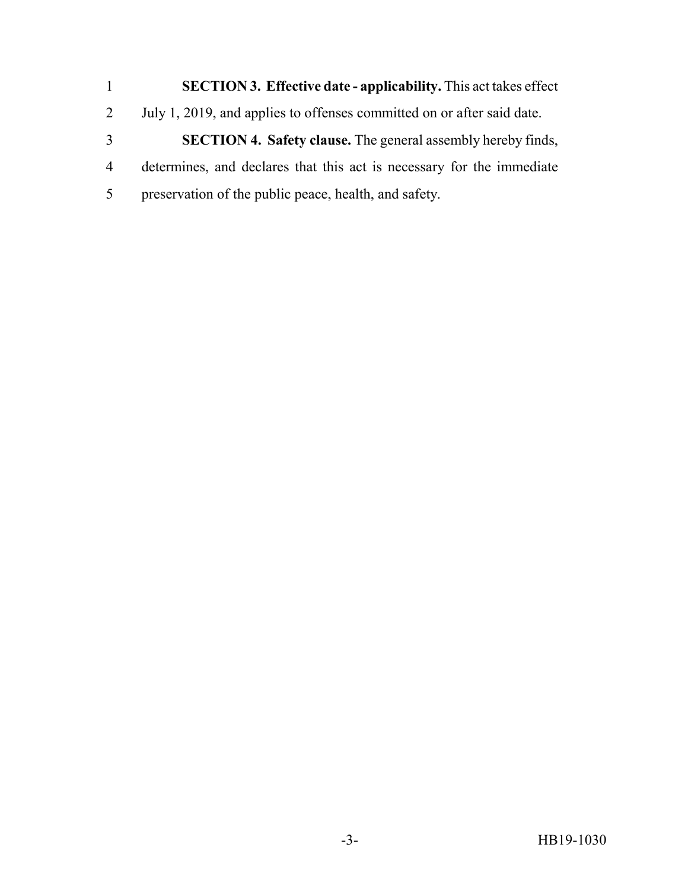**SECTION 3. Effective date - applicability.** This act takes effect July 1, 2019, and applies to offenses committed on or after said date.

**SECTION 4. Safety clause.** The general assembly hereby finds, determines, and declares that this act is necessary for the immediate preservation of the public peace, health, and safety.